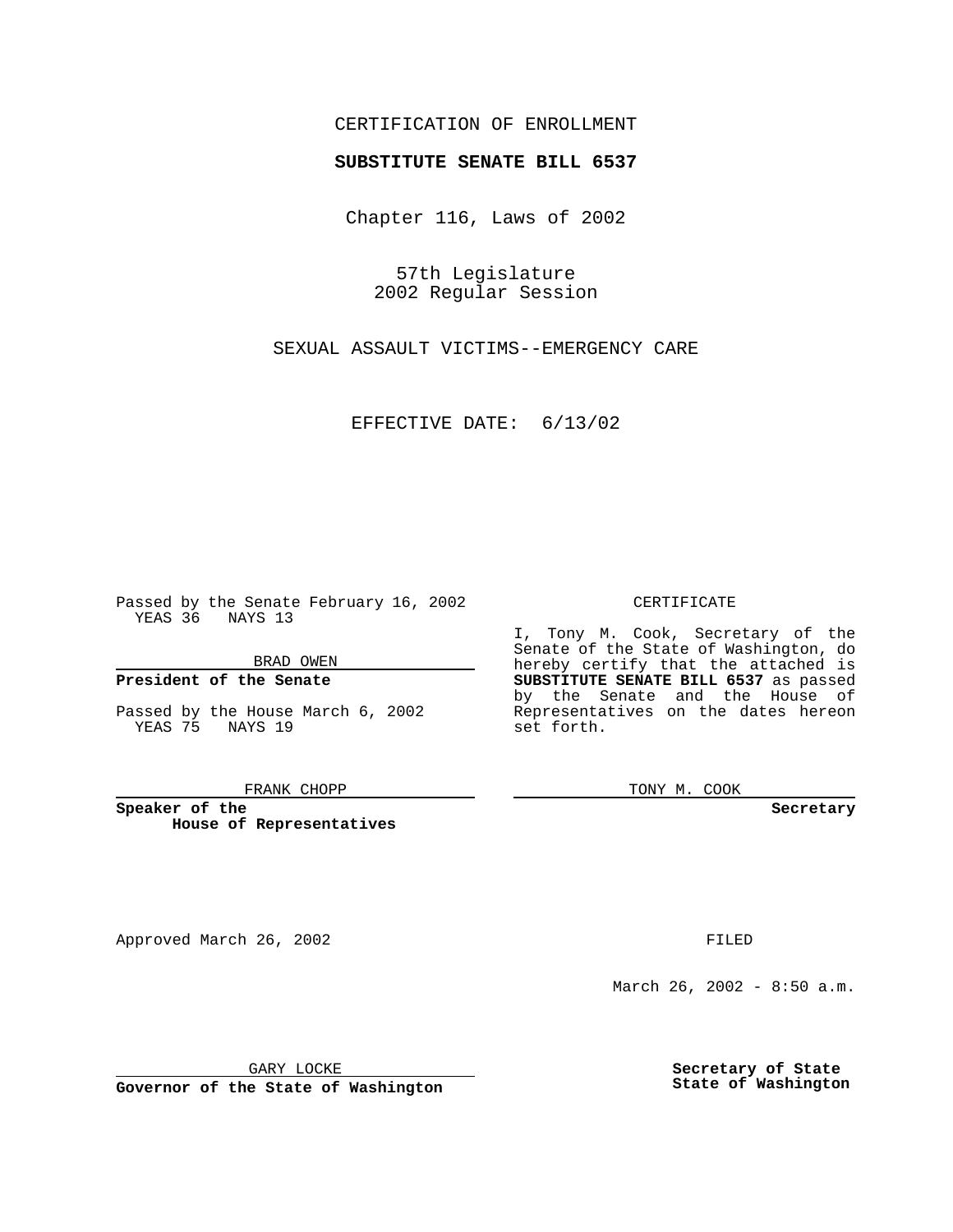CERTIFICATION OF ENROLLMENT

**SUBSTITUTE SENATE BILL 6537**

Chapter 116, Laws of 2002

57th Legislature
2002 Regular Session

SEXUAL ASSAULT VICTIMS--EMERGENCY CARE

EFFECTIVE DATE: 6/13/02

Passed by the Senate February 16, 2002
YEAS 36 NAYS 13

BRAD OWEN

**President of the Senate**

Passed by the House March 6, 2002
YEAS 75 NAYS 19

FRANK CHOPP

**Speaker of the House of Representatives**

CERTIFICATE

I, Tony M. Cook, Secretary of the Senate of the State of Washington, do hereby certify that the attached is **SUBSTITUTE SENATE BILL 6537** as passed by the Senate and the House of Representatives on the dates hereon set forth.

TONY M. COOK

**Secretary**

Approved March 26, 2002

GARY LOCKE

**Governor of the State of Washington**

FILED

March 26, 2002 - 8:50 a.m.

**Secretary of State State of Washington**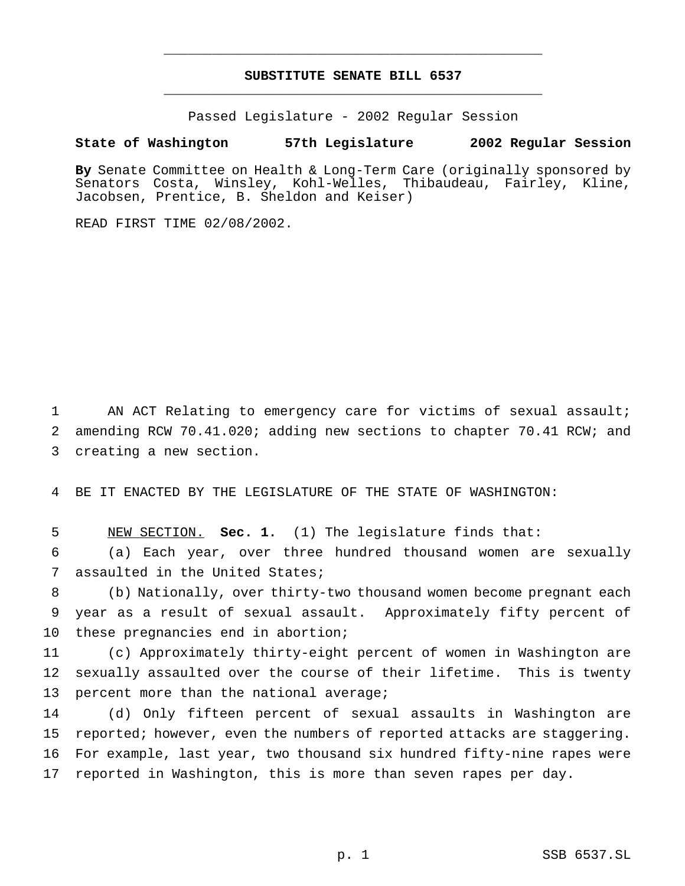# SUBSTITUTE SENATE BILL 6537

Passed Legislature - 2002 Regular Session

**State of Washington 57th Legislature 2002 Regular Session**

**By** Senate Committee on Health & Long-Term Care (originally sponsored by Senators Costa, Winsley, Kohl-Welles, Thibaudeau, Fairley, Kline, Jacobsen, Prentice, B. Sheldon and Keiser)

READ FIRST TIME 02/08/2002.

AN ACT Relating to emergency care for victims of sexual assault; amending RCW 70.41.020; adding new sections to chapter 70.41 RCW; and creating a new section.

BE IT ENACTED BY THE LEGISLATURE OF THE STATE OF WASHINGTON:

NEW SECTION. **Sec. 1.** (1) The legislature finds that:

(a) Each year, over three hundred thousand women are sexually assaulted in the United States;

(b) Nationally, over thirty-two thousand women become pregnant each year as a result of sexual assault. Approximately fifty percent of these pregnancies end in abortion;

(c) Approximately thirty-eight percent of women in Washington are sexually assaulted over the course of their lifetime. This is twenty percent more than the national average;

(d) Only fifteen percent of sexual assaults in Washington are reported; however, even the numbers of reported attacks are staggering. For example, last year, two thousand six hundred fifty-nine rapes were reported in Washington, this is more than seven rapes per day.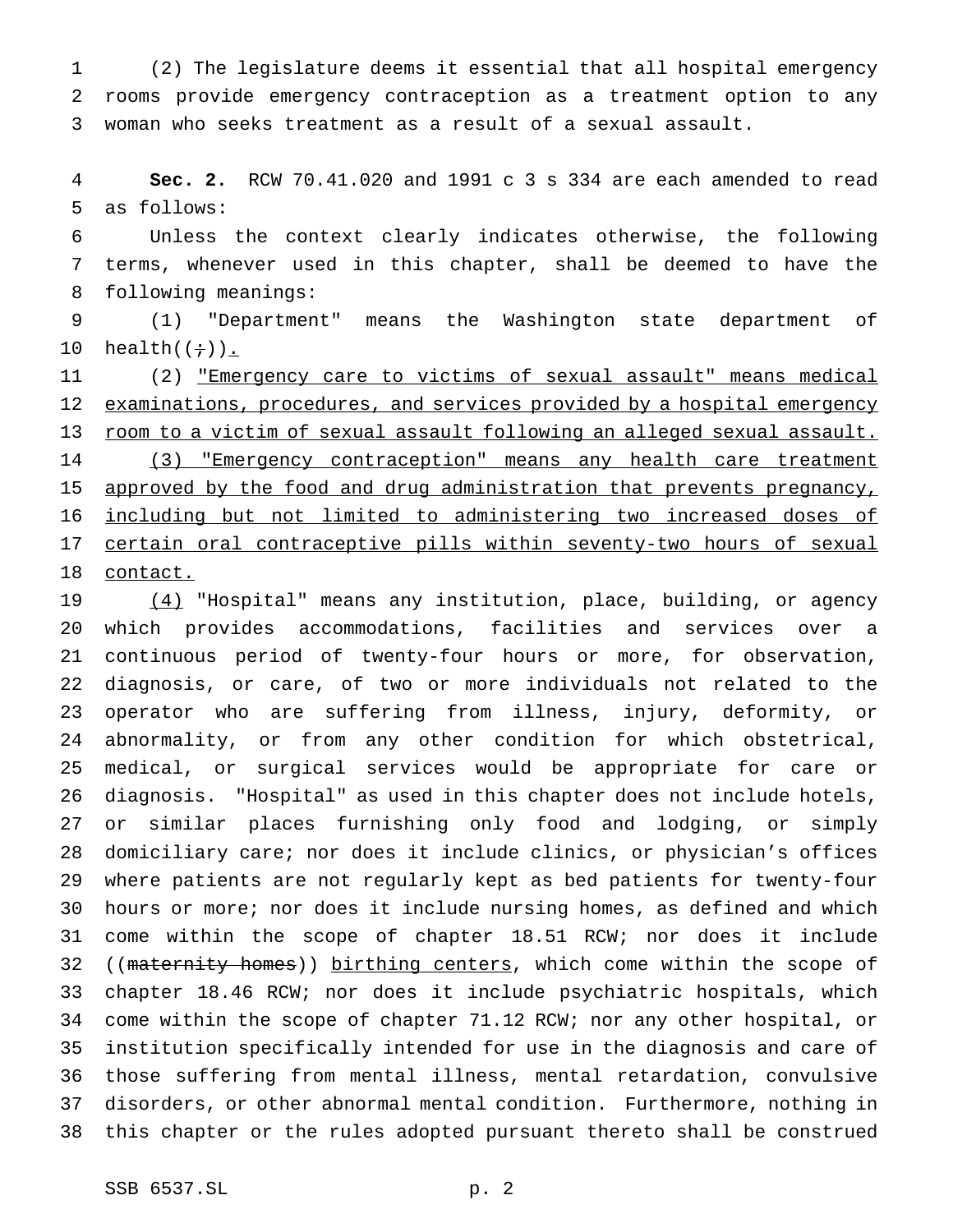(2) The legislature deems it essential that all hospital emergency rooms provide emergency contraception as a treatment option to any woman who seeks treatment as a result of a sexual assault.

**Sec. 2.** RCW 70.41.020 and 1991 c 3 s 334 are each amended to read as follows:

Unless the context clearly indicates otherwise, the following terms, whenever used in this chapter, shall be deemed to have the following meanings:

(1) "Department" means the Washington state department of health((~~;~~))<u>.</u>

(2) <u>"Emergency care to victims of sexual assault" means medical examinations, procedures, and services provided by a hospital emergency room to a victim of sexual assault following an alleged sexual assault.</u>

<u>(3) "Emergency contraception" means any health care treatment approved by the food and drug administration that prevents pregnancy, including but not limited to administering two increased doses of certain oral contraceptive pills within seventy-two hours of sexual contact.</u>

<u>(4)</u> "Hospital" means any institution, place, building, or agency which provides accommodations, facilities and services over a continuous period of twenty-four hours or more, for observation, diagnosis, or care, of two or more individuals not related to the operator who are suffering from illness, injury, deformity, or abnormality, or from any other condition for which obstetrical, medical, or surgical services would be appropriate for care or diagnosis. "Hospital" as used in this chapter does not include hotels, or similar places furnishing only food and lodging, or simply domiciliary care; nor does it include clinics, or physician's offices where patients are not regularly kept as bed patients for twenty-four hours or more; nor does it include nursing homes, as defined and which come within the scope of chapter 18.51 RCW; nor does it include ((~~maternity homes~~)) <u>birthing centers</u>, which come within the scope of chapter 18.46 RCW; nor does it include psychiatric hospitals, which come within the scope of chapter 71.12 RCW; nor any other hospital, or institution specifically intended for use in the diagnosis and care of those suffering from mental illness, mental retardation, convulsive disorders, or other abnormal mental condition. Furthermore, nothing in this chapter or the rules adopted pursuant thereto shall be construed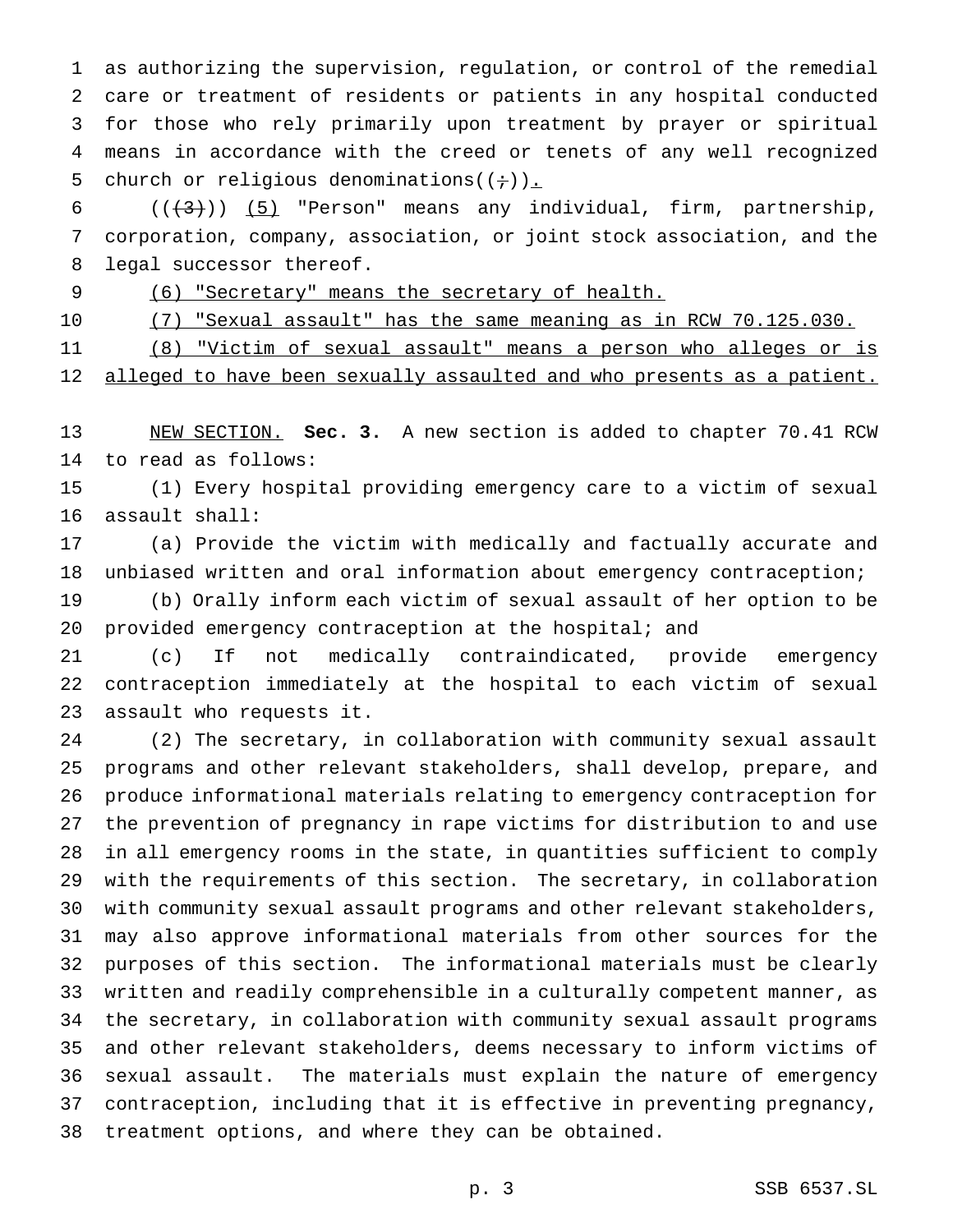as authorizing the supervision, regulation, or control of the remedial care or treatment of residents or patients in any hospital conducted for those who rely primarily upon treatment by prayer or spiritual means in accordance with the creed or tenets of any well recognized church or religious denominations((;)).

(((3))) (5) "Person" means any individual, firm, partnership, corporation, company, association, or joint stock association, and the legal successor thereof.

(6) "Secretary" means the secretary of health.

(7) "Sexual assault" has the same meaning as in RCW 70.125.030.

(8) "Victim of sexual assault" means a person who alleges or is alleged to have been sexually assaulted and who presents as a patient.

NEW SECTION. **Sec. 3.** A new section is added to chapter 70.41 RCW to read as follows:

(1) Every hospital providing emergency care to a victim of sexual assault shall:

(a) Provide the victim with medically and factually accurate and unbiased written and oral information about emergency contraception;

(b) Orally inform each victim of sexual assault of her option to be provided emergency contraception at the hospital; and

(c) If not medically contraindicated, provide emergency contraception immediately at the hospital to each victim of sexual assault who requests it.

(2) The secretary, in collaboration with community sexual assault programs and other relevant stakeholders, shall develop, prepare, and produce informational materials relating to emergency contraception for the prevention of pregnancy in rape victims for distribution to and use in all emergency rooms in the state, in quantities sufficient to comply with the requirements of this section. The secretary, in collaboration with community sexual assault programs and other relevant stakeholders, may also approve informational materials from other sources for the purposes of this section. The informational materials must be clearly written and readily comprehensible in a culturally competent manner, as the secretary, in collaboration with community sexual assault programs and other relevant stakeholders, deems necessary to inform victims of sexual assault. The materials must explain the nature of emergency contraception, including that it is effective in preventing pregnancy, treatment options, and where they can be obtained.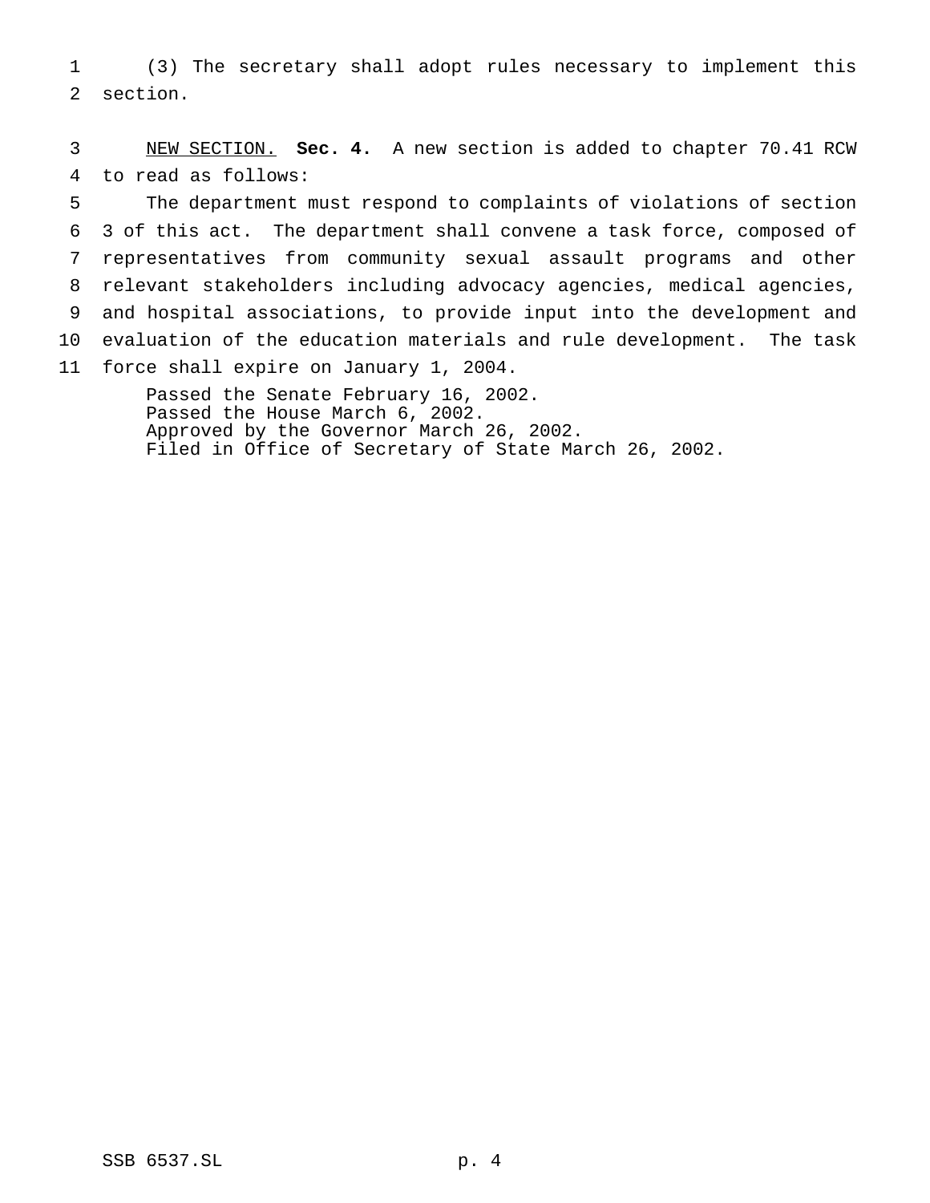(3) The secretary shall adopt rules necessary to implement this section.

NEW SECTION. **Sec. 4.** A new section is added to chapter 70.41 RCW to read as follows:

The department must respond to complaints of violations of section 3 of this act. The department shall convene a task force, composed of representatives from community sexual assault programs and other relevant stakeholders including advocacy agencies, medical agencies, and hospital associations, to provide input into the development and evaluation of the education materials and rule development. The task force shall expire on January 1, 2004.

Passed the Senate February 16, 2002.
Passed the House March 6, 2002.
Approved by the Governor March 26, 2002.
Filed in Office of Secretary of State March 26, 2002.